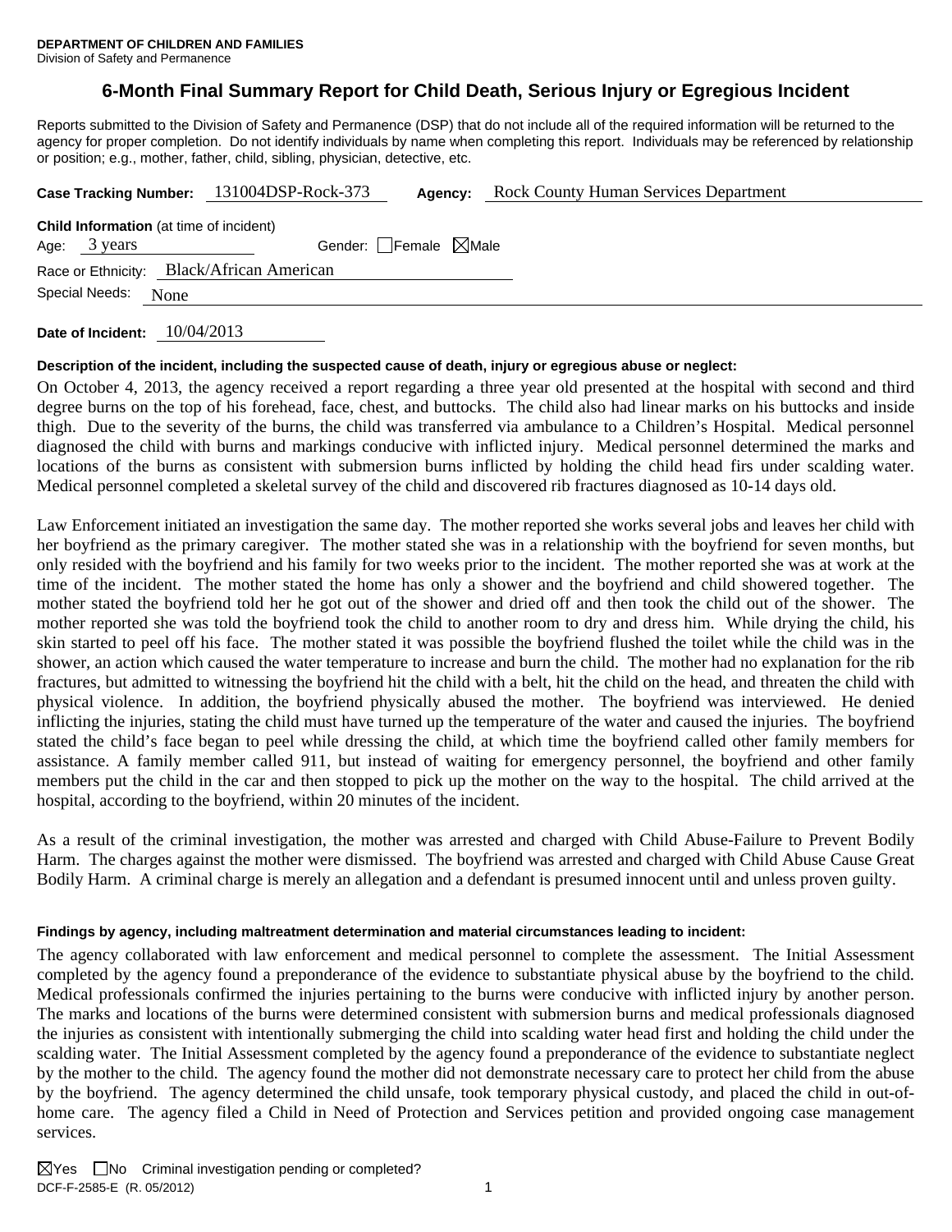**DEPARTMENT OF CHILDREN AND FAMILIES**
Division of Safety and Permanence

# 6-Month Final Summary Report for Child Death, Serious Injury or Egregious Incident

Reports submitted to the Division of Safety and Permanence (DSP) that do not include all of the required information will be returned to the agency for proper completion. Do not identify individuals by name when completing this report. Individuals may be referenced by relationship or position; e.g., mother, father, child, sibling, physician, detective, etc.

**Case Tracking Number:** 131004DSP-Rock-373 **Agency:** Rock County Human Services Department

**Child Information** (at time of incident)
Age: 3 years Gender: ☐Female ☒Male
Race or Ethnicity: Black/African American
Special Needs: None

**Date of Incident:** 10/04/2013

**Description of the incident, including the suspected cause of death, injury or egregious abuse or neglect:**

On October 4, 2013, the agency received a report regarding a three year old presented at the hospital with second and third degree burns on the top of his forehead, face, chest, and buttocks. The child also had linear marks on his buttocks and inside thigh. Due to the severity of the burns, the child was transferred via ambulance to a Children's Hospital. Medical personnel diagnosed the child with burns and markings conducive with inflicted injury. Medical personnel determined the marks and locations of the burns as consistent with submersion burns inflicted by holding the child head firs under scalding water. Medical personnel completed a skeletal survey of the child and discovered rib fractures diagnosed as 10-14 days old.

Law Enforcement initiated an investigation the same day. The mother reported she works several jobs and leaves her child with her boyfriend as the primary caregiver. The mother stated she was in a relationship with the boyfriend for seven months, but only resided with the boyfriend and his family for two weeks prior to the incident. The mother reported she was at work at the time of the incident. The mother stated the home has only a shower and the boyfriend and child showered together. The mother stated the boyfriend told her he got out of the shower and dried off and then took the child out of the shower. The mother reported she was told the boyfriend took the child to another room to dry and dress him. While drying the child, his skin started to peel off his face. The mother stated it was possible the boyfriend flushed the toilet while the child was in the shower, an action which caused the water temperature to increase and burn the child. The mother had no explanation for the rib fractures, but admitted to witnessing the boyfriend hit the child with a belt, hit the child on the head, and threaten the child with physical violence. In addition, the boyfriend physically abused the mother. The boyfriend was interviewed. He denied inflicting the injuries, stating the child must have turned up the temperature of the water and caused the injuries. The boyfriend stated the child's face began to peel while dressing the child, at which time the boyfriend called other family members for assistance. A family member called 911, but instead of waiting for emergency personnel, the boyfriend and other family members put the child in the car and then stopped to pick up the mother on the way to the hospital. The child arrived at the hospital, according to the boyfriend, within 20 minutes of the incident.

As a result of the criminal investigation, the mother was arrested and charged with Child Abuse-Failure to Prevent Bodily Harm. The charges against the mother were dismissed. The boyfriend was arrested and charged with Child Abuse Cause Great Bodily Harm. A criminal charge is merely an allegation and a defendant is presumed innocent until and unless proven guilty.

**Findings by agency, including maltreatment determination and material circumstances leading to incident:**

The agency collaborated with law enforcement and medical personnel to complete the assessment. The Initial Assessment completed by the agency found a preponderance of the evidence to substantiate physical abuse by the boyfriend to the child. Medical professionals confirmed the injuries pertaining to the burns were conducive with inflicted injury by another person. The marks and locations of the burns were determined consistent with submersion burns and medical professionals diagnosed the injuries as consistent with intentionally submerging the child into scalding water head first and holding the child under the scalding water. The Initial Assessment completed by the agency found a preponderance of the evidence to substantiate neglect by the mother to the child. The agency found the mother did not demonstrate necessary care to protect her child from the abuse by the boyfriend. The agency determined the child unsafe, took temporary physical custody, and placed the child in out-of-home care. The agency filed a Child in Need of Protection and Services petition and provided ongoing case management services.

☒Yes ☐No Criminal investigation pending or completed?

DCF-F-2585-E (R. 05/2012)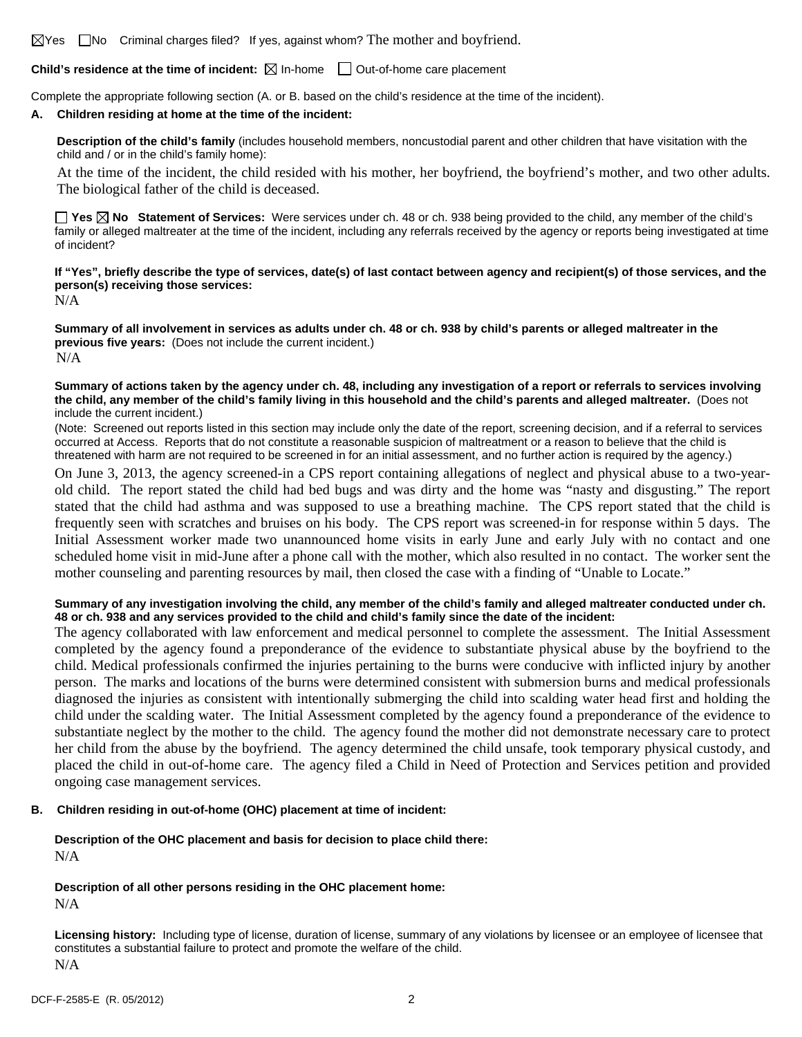☒Yes ☐No Criminal charges filed? If yes, against whom? The mother and boyfriend.

**Child's residence at the time of incident:** ☒ In-home ☐ Out-of-home care placement

Complete the appropriate following section (A. or B. based on the child's residence at the time of the incident).

**A. Children residing at home at the time of the incident:**

**Description of the child's family** (includes household members, noncustodial parent and other children that have visitation with the child and / or in the child's family home):

At the time of the incident, the child resided with his mother, her boyfriend, the boyfriend's mother, and two other adults. The biological father of the child is deceased.

☐ **Yes** ☒ **No Statement of Services:** Were services under ch. 48 or ch. 938 being provided to the child, any member of the child's family or alleged maltreater at the time of the incident, including any referrals received by the agency or reports being investigated at time of incident?

**If "Yes", briefly describe the type of services, date(s) of last contact between agency and recipient(s) of those services, and the person(s) receiving those services:**

N/A

**Summary of all involvement in services as adults under ch. 48 or ch. 938 by child's parents or alleged maltreater in the previous five years:** (Does not include the current incident.)

N/A

**Summary of actions taken by the agency under ch. 48, including any investigation of a report or referrals to services involving the child, any member of the child's family living in this household and the child's parents and alleged maltreater.** (Does not include the current incident.)

(Note: Screened out reports listed in this section may include only the date of the report, screening decision, and if a referral to services occurred at Access. Reports that do not constitute a reasonable suspicion of maltreatment or a reason to believe that the child is threatened with harm are not required to be screened in for an initial assessment, and no further action is required by the agency.)

On June 3, 2013, the agency screened-in a CPS report containing allegations of neglect and physical abuse to a two-year-old child. The report stated the child had bed bugs and was dirty and the home was "nasty and disgusting." The report stated that the child had asthma and was supposed to use a breathing machine. The CPS report stated that the child is frequently seen with scratches and bruises on his body. The CPS report was screened-in for response within 5 days. The Initial Assessment worker made two unannounced home visits in early June and early July with no contact and one scheduled home visit in mid-June after a phone call with the mother, which also resulted in no contact. The worker sent the mother counseling and parenting resources by mail, then closed the case with a finding of "Unable to Locate."

**Summary of any investigation involving the child, any member of the child's family and alleged maltreater conducted under ch. 48 or ch. 938 and any services provided to the child and child's family since the date of the incident:**

The agency collaborated with law enforcement and medical personnel to complete the assessment. The Initial Assessment completed by the agency found a preponderance of the evidence to substantiate physical abuse by the boyfriend to the child. Medical professionals confirmed the injuries pertaining to the burns were conducive with inflicted injury by another person. The marks and locations of the burns were determined consistent with submersion burns and medical professionals diagnosed the injuries as consistent with intentionally submerging the child into scalding water head first and holding the child under the scalding water. The Initial Assessment completed by the agency found a preponderance of the evidence to substantiate neglect by the mother to the child. The agency found the mother did not demonstrate necessary care to protect her child from the abuse by the boyfriend. The agency determined the child unsafe, took temporary physical custody, and placed the child in out-of-home care. The agency filed a Child in Need of Protection and Services petition and provided ongoing case management services.

**B. Children residing in out-of-home (OHC) placement at time of incident:**

**Description of the OHC placement and basis for decision to place child there:**

N/A

**Description of all other persons residing in the OHC placement home:**

N/A

**Licensing history:** Including type of license, duration of license, summary of any violations by licensee or an employee of licensee that constitutes a substantial failure to protect and promote the welfare of the child.

N/A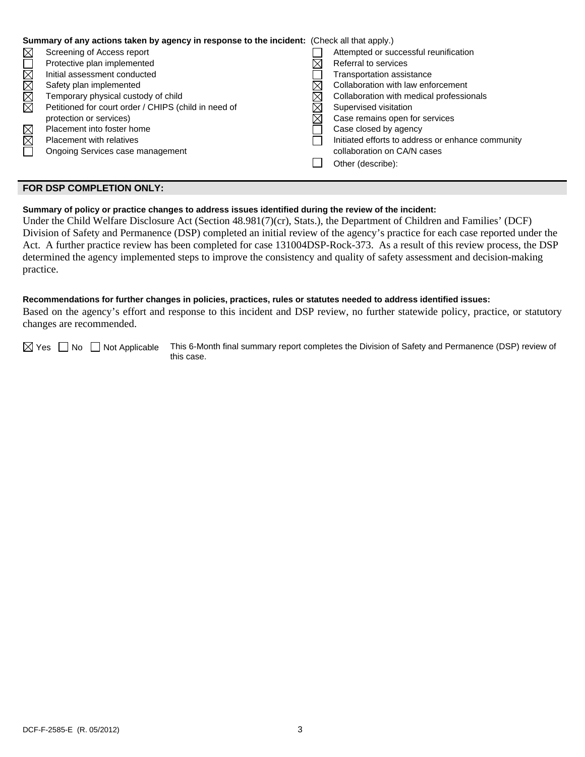**Summary of any actions taken by agency in response to the incident:** (Check all that apply.)

- [x] Screening of Access report
- [ ] Protective plan implemented
- [x] Initial assessment conducted
- [x] Safety plan implemented
- [x] Temporary physical custody of child
- [x] Petitioned for court order / CHIPS (child in need of protection or services)
- [x] Placement into foster home
- [x] Placement with relatives
- [ ] Ongoing Services case management
- [ ] Attempted or successful reunification
- [x] Referral to services
- [ ] Transportation assistance
- [x] Collaboration with law enforcement
- [x] Collaboration with medical professionals
- [x] Supervised visitation
- [x] Case remains open for services
- [ ] Case closed by agency
- [ ] Initiated efforts to address or enhance community collaboration on CA/N cases
- [ ] Other (describe):

## FOR DSP COMPLETION ONLY:

**Summary of policy or practice changes to address issues identified during the review of the incident:**

Under the Child Welfare Disclosure Act (Section 48.981(7)(cr), Stats.), the Department of Children and Families' (DCF) Division of Safety and Permanence (DSP) completed an initial review of the agency's practice for each case reported under the Act. A further practice review has been completed for case 131004DSP-Rock-373. As a result of this review process, the DSP determined the agency implemented steps to improve the consistency and quality of safety assessment and decision-making practice.

**Recommendations for further changes in policies, practices, rules or statutes needed to address identified issues:**

Based on the agency's effort and response to this incident and DSP review, no further statewide policy, practice, or statutory changes are recommended.

[x] Yes [ ] No [ ] Not Applicable — This 6-Month final summary report completes the Division of Safety and Permanence (DSP) review of this case.

DCF-F-2585-E (R. 05/2012)